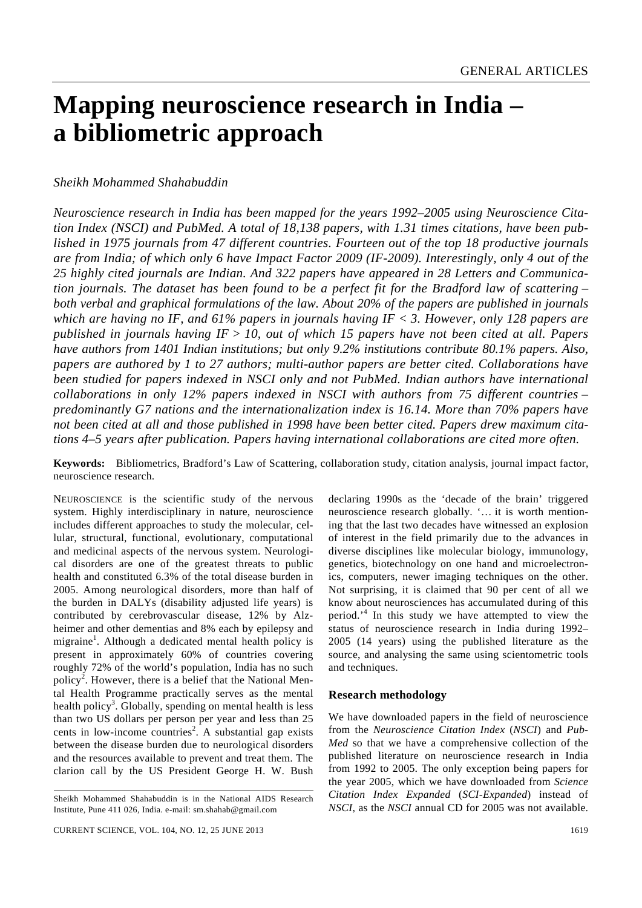# Mapping neuroscience research in India – a bibliometric approach

*Sheikh Mohammed Shahabuddin*

*Neuroscience research in India has been mapped for the years 1992–2005 using Neuroscience Citation Index (NSCI) and PubMed. A total of 18,138 papers, with 1.31 times citations, have been published in 1975 journals from 47 different countries. Fourteen out of the top 18 productive journals are from India; of which only 6 have Impact Factor 2009 (IF-2009). Interestingly, only 4 out of the 25 highly cited journals are Indian. And 322 papers have appeared in 28 Letters and Communication journals. The dataset has been found to be a perfect fit for the Bradford law of scattering – both verbal and graphical formulations of the law. About 20% of the papers are published in journals which are having no IF, and 61% papers in journals having IF < 3. However, only 128 papers are published in journals having IF > 10, out of which 15 papers have not been cited at all. Papers have authors from 1401 Indian institutions; but only 9.2% institutions contribute 80.1% papers. Also, papers are authored by 1 to 27 authors; multi-author papers are better cited. Collaborations have been studied for papers indexed in NSCI only and not PubMed. Indian authors have international collaborations in only 12% papers indexed in NSCI with authors from 75 different countries – predominantly G7 nations and the internationalization index is 16.14. More than 70% papers have not been cited at all and those published in 1998 have been better cited. Papers drew maximum citations 4–5 years after publication. Papers having international collaborations are cited more often.*

**Keywords:** Bibliometrics, Bradford's Law of Scattering, collaboration study, citation analysis, journal impact factor, neuroscience research.

NEUROSCIENCE is the scientific study of the nervous system. Highly interdisciplinary in nature, neuroscience includes different approaches to study the molecular, cellular, structural, functional, evolutionary, computational and medicinal aspects of the nervous system. Neurological disorders are one of the greatest threats to public health and constituted 6.3% of the total disease burden in 2005. Among neurological disorders, more than half of the burden in DALYs (disability adjusted life years) is contributed by cerebrovascular disease, 12% by Alzheimer and other dementias and 8% each by epilepsy and migraine[1]. Although a dedicated mental health policy is present in approximately 60% of countries covering roughly 72% of the world's population, India has no such policy[2]. However, there is a belief that the National Mental Health Programme practically serves as the mental health policy[3]. Globally, spending on mental health is less than two US dollars per person per year and less than 25 cents in low-income countries[2]. A substantial gap exists between the disease burden due to neurological disorders and the resources available to prevent and treat them. The clarion call by the US President George H. W. Bush declaring 1990s as the 'decade of the brain' triggered neuroscience research globally. '… it is worth mentioning that the last two decades have witnessed an explosion of interest in the field primarily due to the advances in diverse disciplines like molecular biology, immunology, genetics, biotechnology on one hand and microelectronics, computers, newer imaging techniques on the other. Not surprising, it is claimed that 90 per cent of all we know about neurosciences has accumulated during of this period.'[4] In this study we have attempted to view the status of neuroscience research in India during 1992–2005 (14 years) using the published literature as the source, and analysing the same using scientometric tools and techniques.

## Research methodology

We have downloaded papers in the field of neuroscience from the *Neuroscience Citation Index* (*NSCI*) and *PubMed* so that we have a comprehensive collection of the published literature on neuroscience research in India from 1992 to 2005. The only exception being papers for the year 2005, which we have downloaded from *Science Citation Index Expanded* (*SCI-Expanded*) instead of *NSCI*, as the *NSCI* annual CD for 2005 was not available.

Sheikh Mohammed Shahabuddin is in the National AIDS Research Institute, Pune 411 026, India. e-mail: sm.shahab@gmail.com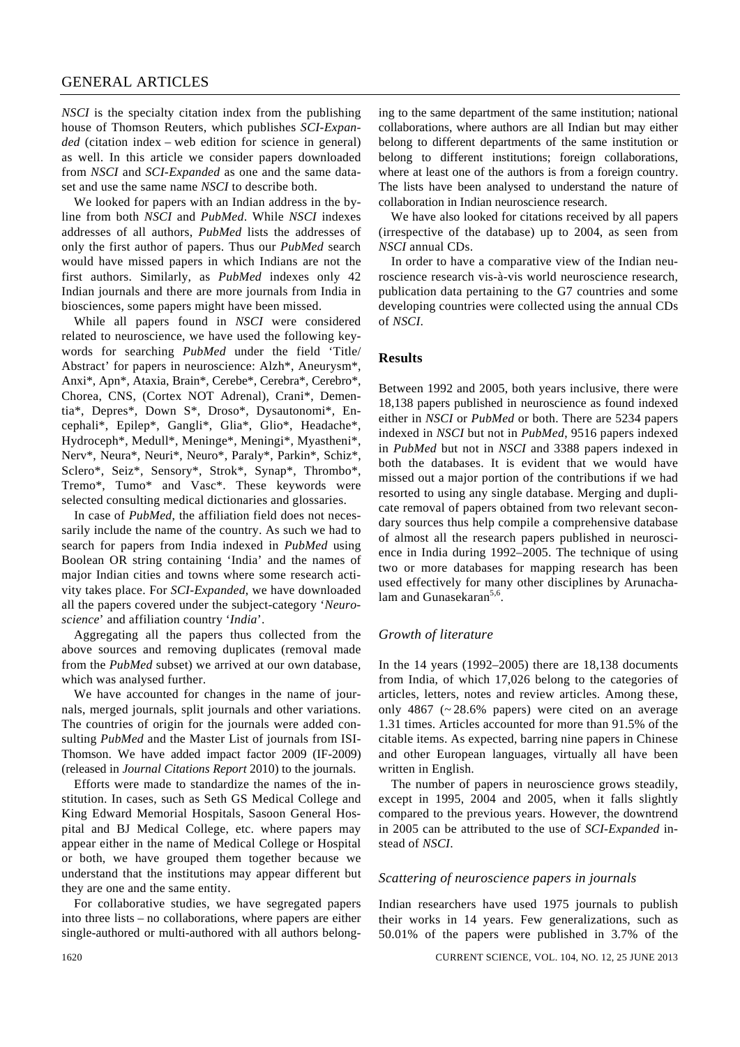*NSCI* is the specialty citation index from the publishing house of Thomson Reuters, which publishes *SCI-Expanded* (citation index – web edition for science in general) as well. In this article we consider papers downloaded from *NSCI* and *SCI-Expanded* as one and the same dataset and use the same name *NSCI* to describe both.

We looked for papers with an Indian address in the byline from both *NSCI* and *PubMed*. While *NSCI* indexes addresses of all authors, *PubMed* lists the addresses of only the first author of papers. Thus our *PubMed* search would have missed papers in which Indians are not the first authors. Similarly, as *PubMed* indexes only 42 Indian journals and there are more journals from India in biosciences, some papers might have been missed.

While all papers found in *NSCI* were considered related to neuroscience, we have used the following keywords for searching *PubMed* under the field 'Title/Abstract' for papers in neuroscience: Alzh*, Aneurysm*, Anxi*, Apn*, Ataxia, Brain*, Cerebe*, Cerebra*, Cerebro*, Chorea, CNS, (Cortex NOT Adrenal), Crani*, Dementia*, Depres*, Down S*, Droso*, Dysautonomi*, Encephali*, Epilep*, Gangli*, Glia*, Glio*, Headache*, Hydroceph*, Medull*, Meninge*, Meningi*, Myastheni*, Nerv*, Neura*, Neuri*, Neuro*, Paraly*, Parkin*, Schiz*, Sclero*, Seiz*, Sensory*, Strok*, Synap*, Thrombo*, Tremo*, Tumo* and Vasc*. These keywords were selected consulting medical dictionaries and glossaries.

In case of *PubMed*, the affiliation field does not necessarily include the name of the country. As such we had to search for papers from India indexed in *PubMed* using Boolean OR string containing 'India' and the names of major Indian cities and towns where some research activity takes place. For *SCI-Expanded*, we have downloaded all the papers covered under the subject-category '*Neuroscience*' and affiliation country '*India*'.

Aggregating all the papers thus collected from the above sources and removing duplicates (removal made from the *PubMed* subset) we arrived at our own database, which was analysed further.

We have accounted for changes in the name of journals, merged journals, split journals and other variations. The countries of origin for the journals were added consulting *PubMed* and the Master List of journals from ISI-Thomson. We have added impact factor 2009 (IF-2009) (released in *Journal Citations Report* 2010) to the journals.

Efforts were made to standardize the names of the institution. In cases, such as Seth GS Medical College and King Edward Memorial Hospitals, Sasoon General Hospital and BJ Medical College, etc. where papers may appear either in the name of Medical College or Hospital or both, we have grouped them together because we understand that the institutions may appear different but they are one and the same entity.

For collaborative studies, we have segregated papers into three lists – no collaborations, where papers are either single-authored or multi-authored with all authors belonging to the same department of the same institution; national collaborations, where authors are all Indian but may either belong to different departments of the same institution or belong to different institutions; foreign collaborations, where at least one of the authors is from a foreign country. The lists have been analysed to understand the nature of collaboration in Indian neuroscience research.

We have also looked for citations received by all papers (irrespective of the database) up to 2004, as seen from *NSCI* annual CDs.

In order to have a comparative view of the Indian neuroscience research vis-à-vis world neuroscience research, publication data pertaining to the G7 countries and some developing countries were collected using the annual CDs of *NSCI*.

## Results

Between 1992 and 2005, both years inclusive, there were 18,138 papers published in neuroscience as found indexed either in *NSCI* or *PubMed* or both. There are 5234 papers indexed in *NSCI* but not in *PubMed*, 9516 papers indexed in *PubMed* but not in *NSCI* and 3388 papers indexed in both the databases. It is evident that we would have missed out a major portion of the contributions if we had resorted to using any single database. Merging and duplicate removal of papers obtained from two relevant secondary sources thus help compile a comprehensive database of almost all the research papers published in neuroscience in India during 1992–2005. The technique of using two or more databases for mapping research has been used effectively for many other disciplines by Arunachalam and Gunasekaran[5,6].

### *Growth of literature*

In the 14 years (1992–2005) there are 18,138 documents from India, of which 17,026 belong to the categories of articles, letters, notes and review articles. Among these, only 4867 (~ 28.6% papers) were cited on an average 1.31 times. Articles accounted for more than 91.5% of the citable items. As expected, barring nine papers in Chinese and other European languages, virtually all have been written in English.

The number of papers in neuroscience grows steadily, except in 1995, 2004 and 2005, when it falls slightly compared to the previous years. However, the downtrend in 2005 can be attributed to the use of *SCI-Expanded* instead of *NSCI*.

### *Scattering of neuroscience papers in journals*

Indian researchers have used 1975 journals to publish their works in 14 years. Few generalizations, such as 50.01% of the papers were published in 3.7% of the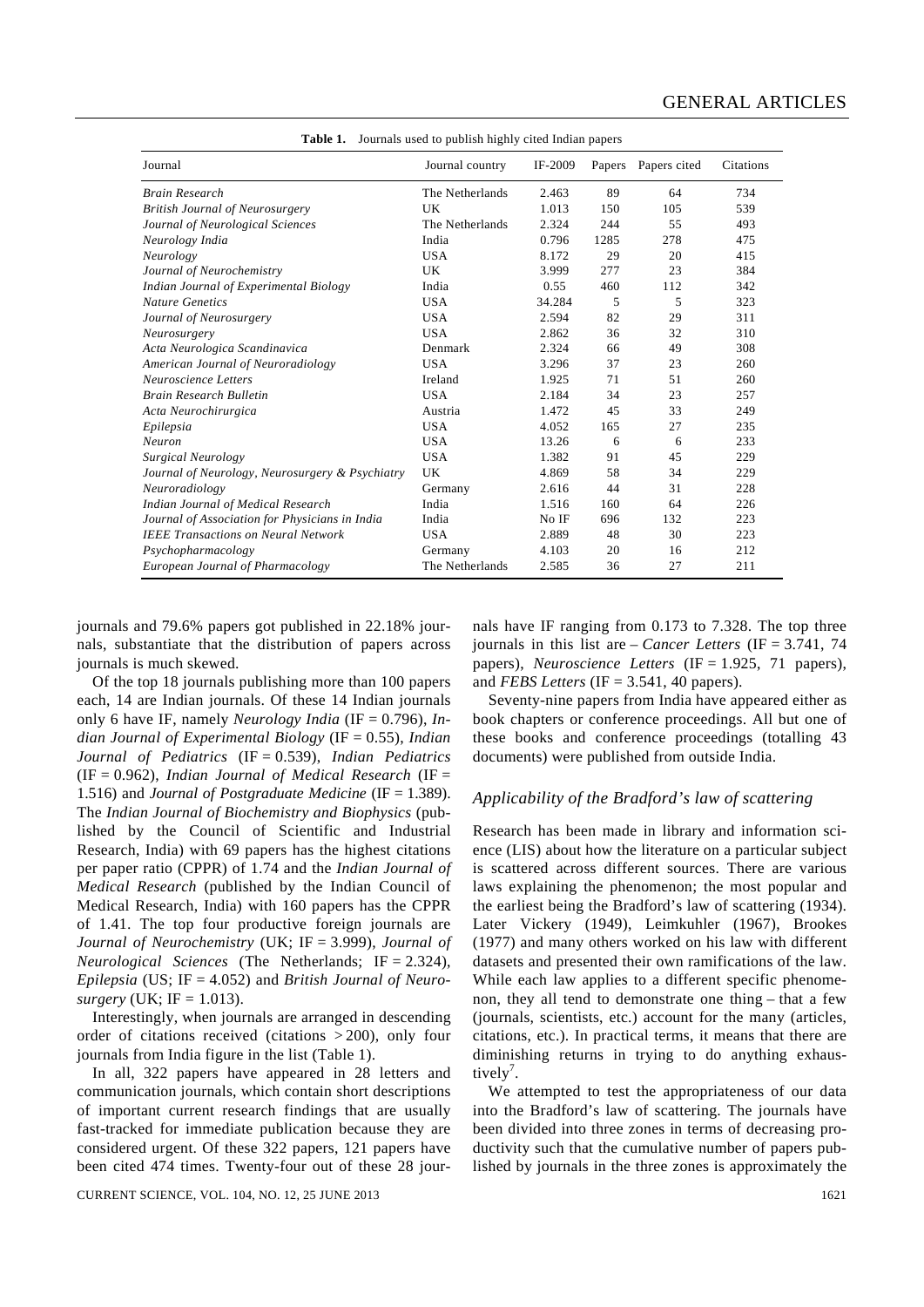**Table 1.** Journals used to publish highly cited Indian papers

| Journal | Journal country | IF-2009 | Papers | Papers cited | Citations |
|---|---|---|---|---|---|
| *Brain Research* | The Netherlands | 2.463 | 89 | 64 | 734 |
| *British Journal of Neurosurgery* | UK | 1.013 | 150 | 105 | 539 |
| *Journal of Neurological Sciences* | The Netherlands | 2.324 | 244 | 55 | 493 |
| *Neurology India* | India | 0.796 | 1285 | 278 | 475 |
| *Neurology* | USA | 8.172 | 29 | 20 | 415 |
| *Journal of Neurochemistry* | UK | 3.999 | 277 | 23 | 384 |
| *Indian Journal of Experimental Biology* | India | 0.55 | 460 | 112 | 342 |
| *Nature Genetics* | USA | 34.284 | 5 | 5 | 323 |
| *Journal of Neurosurgery* | USA | 2.594 | 82 | 29 | 311 |
| *Neurosurgery* | USA | 2.862 | 36 | 32 | 310 |
| *Acta Neurologica Scandinavica* | Denmark | 2.324 | 66 | 49 | 308 |
| *American Journal of Neuroradiology* | USA | 3.296 | 37 | 23 | 260 |
| *Neuroscience Letters* | Ireland | 1.925 | 71 | 51 | 260 |
| *Brain Research Bulletin* | USA | 2.184 | 34 | 23 | 257 |
| *Acta Neurochirurgica* | Austria | 1.472 | 45 | 33 | 249 |
| *Epilepsia* | USA | 4.052 | 165 | 27 | 235 |
| *Neuron* | USA | 13.26 | 6 | 6 | 233 |
| *Surgical Neurology* | USA | 1.382 | 91 | 45 | 229 |
| *Journal of Neurology, Neurosurgery & Psychiatry* | UK | 4.869 | 58 | 34 | 229 |
| *Neuroradiology* | Germany | 2.616 | 44 | 31 | 228 |
| *Indian Journal of Medical Research* | India | 1.516 | 160 | 64 | 226 |
| *Journal of Association for Physicians in India* | India | No IF | 696 | 132 | 223 |
| *IEEE Transactions on Neural Network* | USA | 2.889 | 48 | 30 | 223 |
| *Psychopharmacology* | Germany | 4.103 | 20 | 16 | 212 |
| *European Journal of Pharmacology* | The Netherlands | 2.585 | 36 | 27 | 211 |

journals and 79.6% papers got published in 22.18% journals, substantiate that the distribution of papers across journals is much skewed.

Of the top 18 journals publishing more than 100 papers each, 14 are Indian journals. Of these 14 Indian journals only 6 have IF, namely *Neurology India* (IF = 0.796), *Indian Journal of Experimental Biology* (IF = 0.55), *Indian Journal of Pediatrics* (IF = 0.539), *Indian Pediatrics* (IF = 0.962), *Indian Journal of Medical Research* (IF = 1.516) and *Journal of Postgraduate Medicine* (IF = 1.389). The *Indian Journal of Biochemistry and Biophysics* (published by the Council of Scientific and Industrial Research, India) with 69 papers has the highest citations per paper ratio (CPPR) of 1.74 and the *Indian Journal of Medical Research* (published by the Indian Council of Medical Research, India) with 160 papers has the CPPR of 1.41. The top four productive foreign journals are *Journal of Neurochemistry* (UK; IF = 3.999), *Journal of Neurological Sciences* (The Netherlands; IF = 2.324), *Epilepsia* (US; IF = 4.052) and *British Journal of Neurosurgery* (UK; IF = 1.013).

Interestingly, when journals are arranged in descending order of citations received (citations > 200), only four journals from India figure in the list (Table 1).

In all, 322 papers have appeared in 28 letters and communication journals, which contain short descriptions of important current research findings that are usually fast-tracked for immediate publication because they are considered urgent. Of these 322 papers, 121 papers have been cited 474 times. Twenty-four out of these 28 journals have IF ranging from 0.173 to 7.328. The top three journals in this list are – *Cancer Letters* (IF = 3.741, 74 papers), *Neuroscience Letters* (IF = 1.925, 71 papers), and *FEBS Letters* (IF = 3.541, 40 papers).

Seventy-nine papers from India have appeared either as book chapters or conference proceedings. All but one of these books and conference proceedings (totalling 43 documents) were published from outside India.

### *Applicability of the Bradford's law of scattering*

Research has been made in library and information science (LIS) about how the literature on a particular subject is scattered across different sources. There are various laws explaining the phenomenon; the most popular and the earliest being the Bradford's law of scattering (1934). Later Vickery (1949), Leimkuhler (1967), Brookes (1977) and many others worked on his law with different datasets and presented their own ramifications of the law. While each law applies to a different specific phenomenon, they all tend to demonstrate one thing – that a few (journals, scientists, etc.) account for the many (articles, citations, etc.). In practical terms, it means that there are diminishing returns in trying to do anything exhaustively[7].

We attempted to test the appropriateness of our data into the Bradford's law of scattering. The journals have been divided into three zones in terms of decreasing productivity such that the cumulative number of papers published by journals in the three zones is approximately the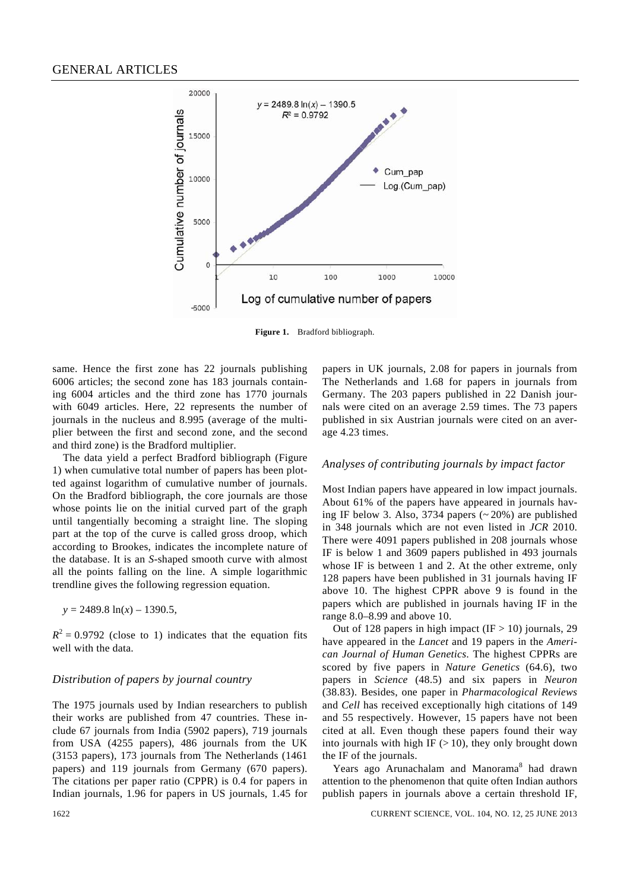Figure 1. Bradford bibliograph.

same. Hence the first zone has 22 journals publishing 6006 articles; the second zone has 183 journals containing 6004 articles and the third zone has 1770 journals with 6049 articles. Here, 22 represents the number of journals in the nucleus and 8.995 (average of the multiplier between the first and second zone, and the second and third zone) is the Bradford multiplier.

The data yield a perfect Bradford bibliograph (Figure 1) when cumulative total number of papers has been plotted against logarithm of cumulative number of journals. On the Bradford bibliograph, the core journals are those whose points lie on the initial curved part of the graph until tangentially becoming a straight line. The sloping part at the top of the curve is called gross droop, which according to Brookes, indicates the incomplete nature of the database. It is an *S*-shaped smooth curve with almost all the points falling on the line. A simple logarithmic trendline gives the following regression equation.

$$y = 2489.8 \ln(x) - 1390.5,$$

$R^2 = 0.9792$ (close to 1) indicates that the equation fits well with the data.

### *Distribution of papers by journal country*

The 1975 journals used by Indian researchers to publish their works are published from 47 countries. These include 67 journals from India (5902 papers), 719 journals from USA (4255 papers), 486 journals from the UK (3153 papers), 173 journals from The Netherlands (1461 papers) and 119 journals from Germany (670 papers). The citations per paper ratio (CPPR) is 0.4 for papers in Indian journals, 1.96 for papers in US journals, 1.45 for papers in UK journals, 2.08 for papers in journals from The Netherlands and 1.68 for papers in journals from Germany. The 203 papers published in 22 Danish journals were cited on an average 2.59 times. The 73 papers published in six Austrian journals were cited on an average 4.23 times.

### *Analyses of contributing journals by impact factor*

Most Indian papers have appeared in low impact journals. About 61% of the papers have appeared in journals having IF below 3. Also, 3734 papers (~ 20%) are published in 348 journals which are not even listed in *JCR* 2010. There were 4091 papers published in 208 journals whose IF is below 1 and 3609 papers published in 493 journals whose IF is between 1 and 2. At the other extreme, only 128 papers have been published in 31 journals having IF above 10. The highest CPPR above 9 is found in the papers which are published in journals having IF in the range 8.0–8.99 and above 10.

Out of 128 papers in high impact (IF > 10) journals, 29 have appeared in the *Lancet* and 19 papers in the *American Journal of Human Genetics*. The highest CPPRs are scored by five papers in *Nature Genetics* (64.6), two papers in *Science* (48.5) and six papers in *Neuron* (38.83). Besides, one paper in *Pharmacological Reviews* and *Cell* has received exceptionally high citations of 149 and 55 respectively. However, 15 papers have not been cited at all. Even though these papers found their way into journals with high IF (> 10), they only brought down the IF of the journals.

Years ago Arunachalam and Manorama[8] had drawn attention to the phenomenon that quite often Indian authors publish papers in journals above a certain threshold IF,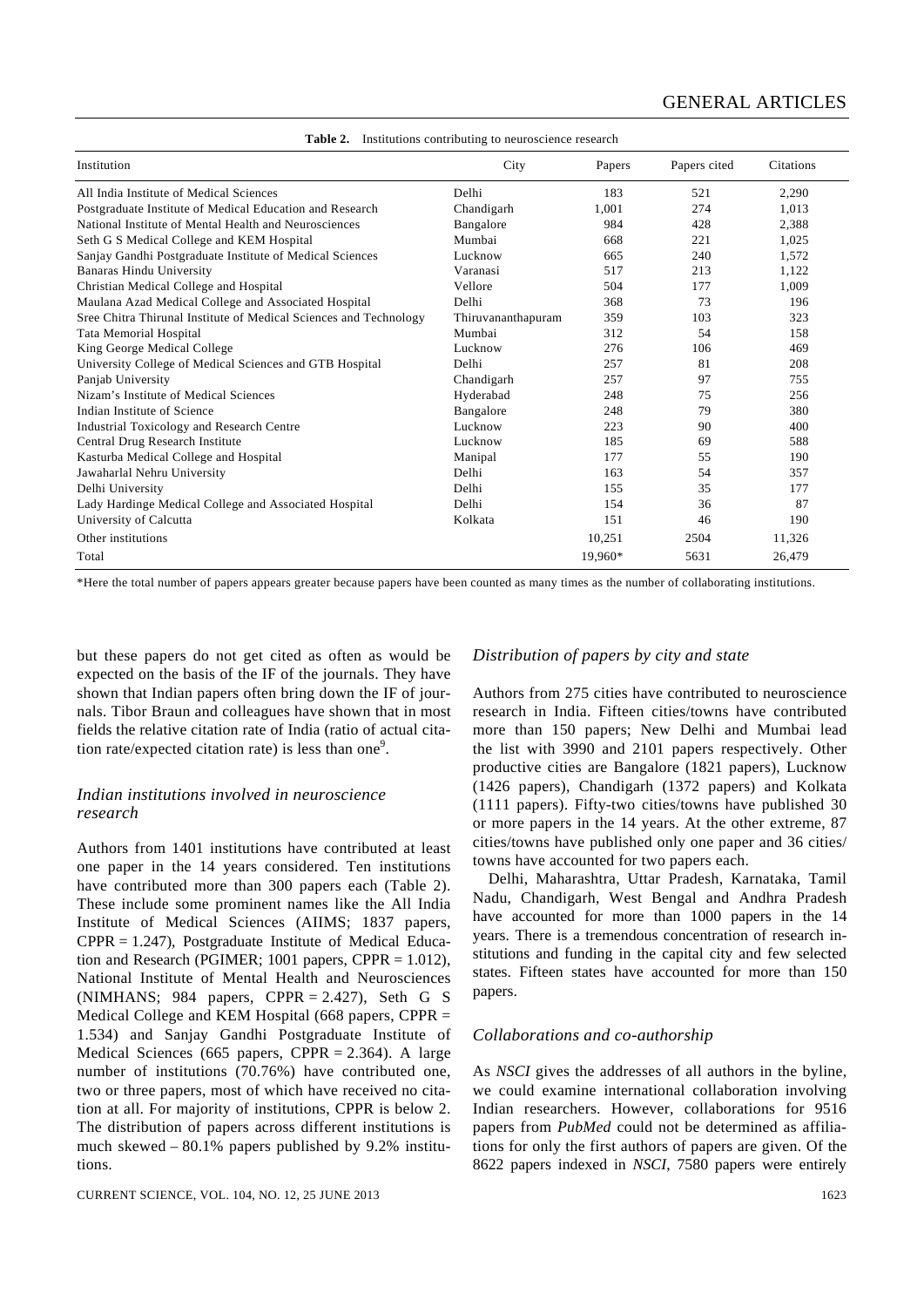**Table 2.** Institutions contributing to neuroscience research

| Institution | City | Papers | Papers cited | Citations |
|---|---|---|---|---|
| All India Institute of Medical Sciences | Delhi | 183 | 521 | 2,290 |
| Postgraduate Institute of Medical Education and Research | Chandigarh | 1,001 | 274 | 1,013 |
| National Institute of Mental Health and Neurosciences | Bangalore | 984 | 428 | 2,388 |
| Seth G S Medical College and KEM Hospital | Mumbai | 668 | 221 | 1,025 |
| Sanjay Gandhi Postgraduate Institute of Medical Sciences | Lucknow | 665 | 240 | 1,572 |
| Banaras Hindu University | Varanasi | 517 | 213 | 1,122 |
| Christian Medical College and Hospital | Vellore | 504 | 177 | 1,009 |
| Maulana Azad Medical College and Associated Hospital | Delhi | 368 | 73 | 196 |
| Sree Chitra Thirunal Institute of Medical Sciences and Technology | Thiruvananthapuram | 359 | 103 | 323 |
| Tata Memorial Hospital | Mumbai | 312 | 54 | 158 |
| King George Medical College | Lucknow | 276 | 106 | 469 |
| University College of Medical Sciences and GTB Hospital | Delhi | 257 | 81 | 208 |
| Panjab University | Chandigarh | 257 | 97 | 755 |
| Nizam's Institute of Medical Sciences | Hyderabad | 248 | 75 | 256 |
| Indian Institute of Science | Bangalore | 248 | 79 | 380 |
| Industrial Toxicology and Research Centre | Lucknow | 223 | 90 | 400 |
| Central Drug Research Institute | Lucknow | 185 | 69 | 588 |
| Kasturba Medical College and Hospital | Manipal | 177 | 55 | 190 |
| Jawaharlal Nehru University | Delhi | 163 | 54 | 357 |
| Delhi University | Delhi | 155 | 35 | 177 |
| Lady Hardinge Medical College and Associated Hospital | Delhi | 154 | 36 | 87 |
| University of Calcutta | Kolkata | 151 | 46 | 190 |
| Other institutions | | 10,251 | 2504 | 11,326 |
| Total | | 19,960* | 5631 | 26,479 |

*Here the total number of papers appears greater because papers have been counted as many times as the number of collaborating institutions.

but these papers do not get cited as often as would be expected on the basis of the IF of the journals. They have shown that Indian papers often bring down the IF of journals. Tibor Braun and colleagues have shown that in most fields the relative citation rate of India (ratio of actual citation rate/expected citation rate) is less than one[9].

### *Indian institutions involved in neuroscience research*

Authors from 1401 institutions have contributed at least one paper in the 14 years considered. Ten institutions have contributed more than 300 papers each (Table 2). These include some prominent names like the All India Institute of Medical Sciences (AIIMS; 1837 papers, CPPR = 1.247), Postgraduate Institute of Medical Education and Research (PGIMER; 1001 papers, CPPR = 1.012), National Institute of Mental Health and Neurosciences (NIMHANS; 984 papers, CPPR = 2.427), Seth G S Medical College and KEM Hospital (668 papers, CPPR = 1.534) and Sanjay Gandhi Postgraduate Institute of Medical Sciences (665 papers, CPPR = 2.364). A large number of institutions (70.76%) have contributed one, two or three papers, most of which have received no citation at all. For majority of institutions, CPPR is below 2. The distribution of papers across different institutions is much skewed – 80.1% papers published by 9.2% institutions.

### *Distribution of papers by city and state*

Authors from 275 cities have contributed to neuroscience research in India. Fifteen cities/towns have contributed more than 150 papers; New Delhi and Mumbai lead the list with 3990 and 2101 papers respectively. Other productive cities are Bangalore (1821 papers), Lucknow (1426 papers), Chandigarh (1372 papers) and Kolkata (1111 papers). Fifty-two cities/towns have published 30 or more papers in the 14 years. At the other extreme, 87 cities/towns have published only one paper and 36 cities/towns have accounted for two papers each.

Delhi, Maharashtra, Uttar Pradesh, Karnataka, Tamil Nadu, Chandigarh, West Bengal and Andhra Pradesh have accounted for more than 1000 papers in the 14 years. There is a tremendous concentration of research institutions and funding in the capital city and few selected states. Fifteen states have accounted for more than 150 papers.

### *Collaborations and co-authorship*

As *NSCI* gives the addresses of all authors in the byline, we could examine international collaboration involving Indian researchers. However, collaborations for 9516 papers from *PubMed* could not be determined as affiliations for only the first authors of papers are given. Of the 8622 papers indexed in *NSCI*, 7580 papers were entirely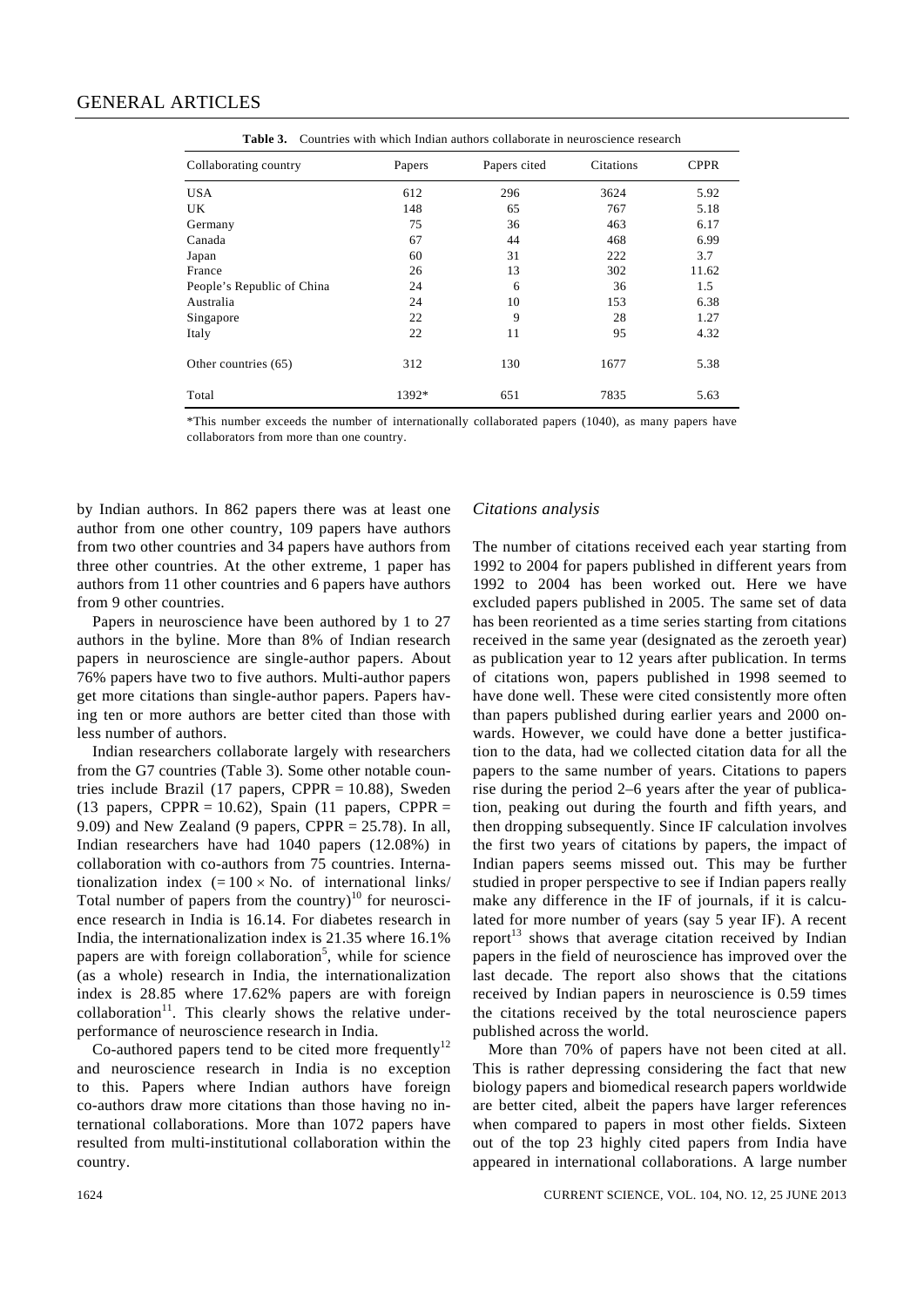**Table 3.** Countries with which Indian authors collaborate in neuroscience research

| Collaborating country | Papers | Papers cited | Citations | CPPR |
|---|---|---|---|---|
| USA | 612 | 296 | 3624 | 5.92 |
| UK | 148 | 65 | 767 | 5.18 |
| Germany | 75 | 36 | 463 | 6.17 |
| Canada | 67 | 44 | 468 | 6.99 |
| Japan | 60 | 31 | 222 | 3.7 |
| France | 26 | 13 | 302 | 11.62 |
| People's Republic of China | 24 | 6 | 36 | 1.5 |
| Australia | 24 | 10 | 153 | 6.38 |
| Singapore | 22 | 9 | 28 | 1.27 |
| Italy | 22 | 11 | 95 | 4.32 |
| Other countries (65) | 312 | 130 | 1677 | 5.38 |
| Total | 1392* | 651 | 7835 | 5.63 |

*This number exceeds the number of internationally collaborated papers (1040), as many papers have collaborators from more than one country.

by Indian authors. In 862 papers there was at least one author from one other country, 109 papers have authors from two other countries and 34 papers have authors from three other countries. At the other extreme, 1 paper has authors from 11 other countries and 6 papers have authors from 9 other countries.

Papers in neuroscience have been authored by 1 to 27 authors in the byline. More than 8% of Indian research papers in neuroscience are single-author papers. About 76% papers have two to five authors. Multi-author papers get more citations than single-author papers. Papers having ten or more authors are better cited than those with less number of authors.

Indian researchers collaborate largely with researchers from the G7 countries (Table 3). Some other notable countries include Brazil (17 papers, CPPR = 10.88), Sweden (13 papers, CPPR = 10.62), Spain (11 papers, CPPR = 9.09) and New Zealand (9 papers, CPPR = 25.78). In all, Indian researchers have had 1040 papers (12.08%) in collaboration with co-authors from 75 countries. Internationalization index ($= 100 \times$ No. of international links/ Total number of papers from the country)[10] for neuroscience research in India is 16.14. For diabetes research in India, the internationalization index is 21.35 where 16.1% papers are with foreign collaboration[5], while for science (as a whole) research in India, the internationalization index is 28.85 where 17.62% papers are with foreign collaboration[11]. This clearly shows the relative underperformance of neuroscience research in India.

Co-authored papers tend to be cited more frequently[12] and neuroscience research in India is no exception to this. Papers where Indian authors have foreign co-authors draw more citations than those having no international collaborations. More than 1072 papers have resulted from multi-institutional collaboration within the country.

### *Citations analysis*

The number of citations received each year starting from 1992 to 2004 for papers published in different years from 1992 to 2004 has been worked out. Here we have excluded papers published in 2005. The same set of data has been reoriented as a time series starting from citations received in the same year (designated as the zeroeth year) as publication year to 12 years after publication. In terms of citations won, papers published in 1998 seemed to have done well. These were cited consistently more often than papers published during earlier years and 2000 onwards. However, we could have done a better justification to the data, had we collected citation data for all the papers to the same number of years. Citations to papers rise during the period 2–6 years after the year of publication, peaking out during the fourth and fifth years, and then dropping subsequently. Since IF calculation involves the first two years of citations by papers, the impact of Indian papers seems missed out. This may be further studied in proper perspective to see if Indian papers really make any difference in the IF of journals, if it is calculated for more number of years (say 5 year IF). A recent report[13] shows that average citation received by Indian papers in the field of neuroscience has improved over the last decade. The report also shows that the citations received by Indian papers in neuroscience is 0.59 times the citations received by the total neuroscience papers published across the world.

More than 70% of papers have not been cited at all. This is rather depressing considering the fact that new biology papers and biomedical research papers worldwide are better cited, albeit the papers have larger references when compared to papers in most other fields. Sixteen out of the top 23 highly cited papers from India have appeared in international collaborations. A large number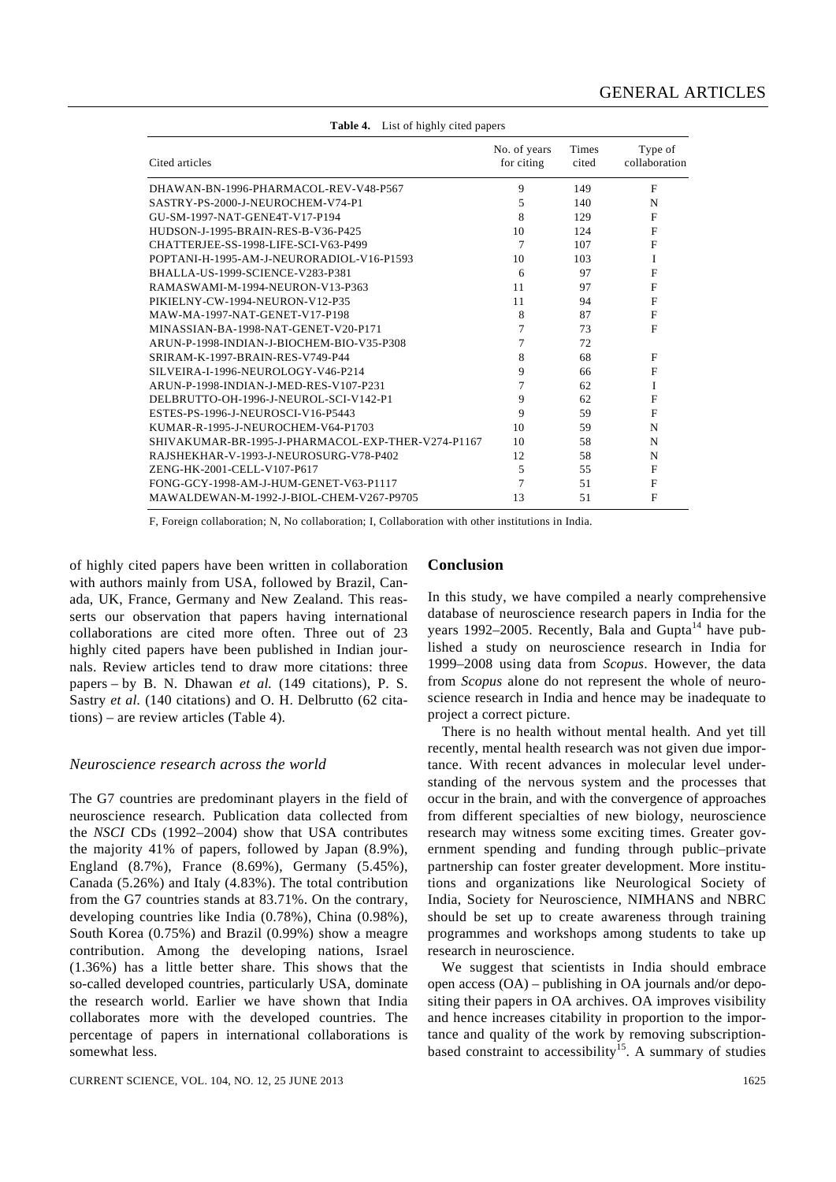**Table 4.** List of highly cited papers

| Cited articles | No. of years for citing | Times cited | Type of collaboration |
|---|---|---|---|
| DHAWAN-BN-1996-PHARMACOL-REV-V48-P567 | 9 | 149 | F |
| SASTRY-PS-2000-J-NEUROCHEM-V74-P1 | 5 | 140 | N |
| GU-SM-1997-NAT-GENE4T-V17-P194 | 8 | 129 | F |
| HUDSON-J-1995-BRAIN-RES-B-V36-P425 | 10 | 124 | F |
| CHATTERJEE-SS-1998-LIFE-SCI-V63-P499 | 7 | 107 | F |
| POPTANI-H-1995-AM-J-NEURORADIOL-V16-P1593 | 10 | 103 | I |
| BHALLA-US-1999-SCIENCE-V283-P381 | 6 | 97 | F |
| RAMASWAMI-M-1994-NEURON-V13-P363 | 11 | 97 | F |
| PIKIELNY-CW-1994-NEURON-V12-P35 | 11 | 94 | F |
| MAW-MA-1997-NAT-GENET-V17-P198 | 8 | 87 | F |
| MINASSIAN-BA-1998-NAT-GENET-V20-P171 | 7 | 73 | F |
| ARUN-P-1998-INDIAN-J-BIOCHEM-BIO-V35-P308 | 7 | 72 | |
| SRIRAM-K-1997-BRAIN-RES-V749-P44 | 8 | 68 | F |
| SILVEIRA-I-1996-NEUROLOGY-V46-P214 | 9 | 66 | F |
| ARUN-P-1998-INDIAN-J-MED-RES-V107-P231 | 7 | 62 | I |
| DELBRUTTO-OH-1996-J-NEUROL-SCI-V142-P1 | 9 | 62 | F |
| ESTES-PS-1996-J-NEUROSCI-V16-P5443 | 9 | 59 | F |
| KUMAR-R-1995-J-NEUROCHEM-V64-P1703 | 10 | 59 | N |
| SHIVAKUMAR-BR-1995-J-PHARMACOL-EXP-THER-V274-P1167 | 10 | 58 | N |
| RAJSHEKHAR-V-1993-J-NEUROSURG-V78-P402 | 12 | 58 | N |
| ZENG-HK-2001-CELL-V107-P617 | 5 | 55 | F |
| FONG-GCY-1998-AM-J-HUM-GENET-V63-P1117 | 7 | 51 | F |
| MAWALDEWAN-M-1992-J-BIOL-CHEM-V267-P9705 | 13 | 51 | F |

F, Foreign collaboration; N, No collaboration; I, Collaboration with other institutions in India.

of highly cited papers have been written in collaboration with authors mainly from USA, followed by Brazil, Canada, UK, France, Germany and New Zealand. This reasserts our observation that papers having international collaborations are cited more often. Three out of 23 highly cited papers have been published in Indian journals. Review articles tend to draw more citations: three papers – by B. N. Dhawan *et al.* (149 citations), P. S. Sastry *et al.* (140 citations) and O. H. Delbrutto (62 citations) – are review articles (Table 4).

### *Neuroscience research across the world*

The G7 countries are predominant players in the field of neuroscience research. Publication data collected from the *NSCI* CDs (1992–2004) show that USA contributes the majority 41% of papers, followed by Japan (8.9%), England (8.7%), France (8.69%), Germany (5.45%), Canada (5.26%) and Italy (4.83%). The total contribution from the G7 countries stands at 83.71%. On the contrary, developing countries like India (0.78%), China (0.98%), South Korea (0.75%) and Brazil (0.99%) show a meagre contribution. Among the developing nations, Israel (1.36%) has a little better share. This shows that the so-called developed countries, particularly USA, dominate the research world. Earlier we have shown that India collaborates more with the developed countries. The percentage of papers in international collaborations is somewhat less.

## Conclusion

In this study, we have compiled a nearly comprehensive database of neuroscience research papers in India for the years 1992–2005. Recently, Bala and Gupta[14] have published a study on neuroscience research in India for 1999–2008 using data from *Scopus*. However, the data from *Scopus* alone do not represent the whole of neuroscience research in India and hence may be inadequate to project a correct picture.

There is no health without mental health. And yet till recently, mental health research was not given due importance. With recent advances in molecular level understanding of the nervous system and the processes that occur in the brain, and with the convergence of approaches from different specialties of new biology, neuroscience research may witness some exciting times. Greater government spending and funding through public–private partnership can foster greater development. More institutions and organizations like Neurological Society of India, Society for Neuroscience, NIMHANS and NBRC should be set up to create awareness through training programmes and workshops among students to take up research in neuroscience.

We suggest that scientists in India should embrace open access (OA) – publishing in OA journals and/or depositing their papers in OA archives. OA improves visibility and hence increases citability in proportion to the importance and quality of the work by removing subscription-based constraint to accessibility[15]. A summary of studies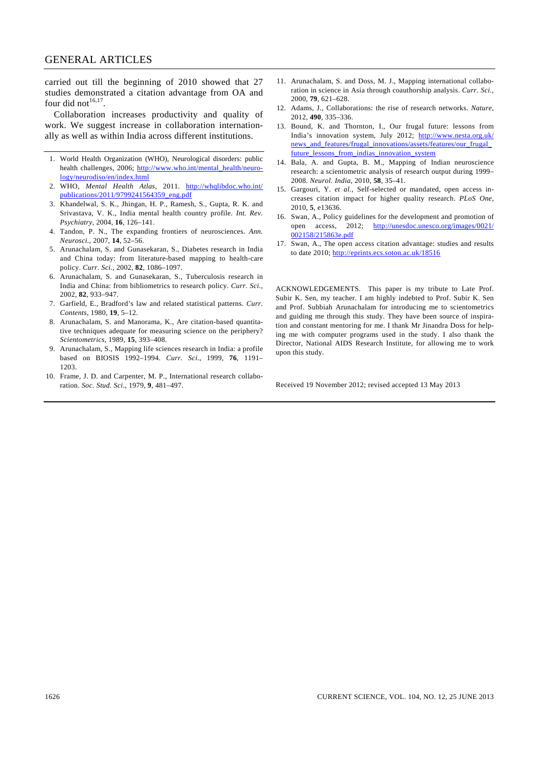carried out till the beginning of 2010 showed that 27 studies demonstrated a citation advantage from OA and four did not[16,17].

Collaboration increases productivity and quality of work. We suggest increase in collaboration internationally as well as within India across different institutions.

1. World Health Organization (WHO), Neurological disorders: public health challenges, 2006; http://www.who.int/mental_health/neurology/neurodiso/en/index.html
2. WHO, *Mental Health Atlas*, 2011. http://whqlibdoc.who.int/publications/2011/9799241564359_eng.pdf
3. Khandelwal, S. K., Jhingan, H. P., Ramesh, S., Gupta, R. K. and Srivastava, V. K., India mental health country profile. *Int. Rev. Psychiatry*, 2004, **16**, 126–141.
4. Tandon, P. N., The expanding frontiers of neurosciences. *Ann. Neurosci.*, 2007, **14**, 52–56.
5. Arunachalam, S. and Gunasekaran, S., Diabetes research in India and China today: from literature-based mapping to health-care policy. *Curr. Sci.*, 2002, **82**, 1086–1097.
6. Arunachalam, S. and Gunasekaran, S., Tuberculosis research in India and China: from bibliometrics to research policy. *Curr. Sci.*, 2002, **82**, 933–947.
7. Garfield, E., Bradford's law and related statistical patterns. *Curr. Contents*, 1980, **19**, 5–12.
8. Arunachalam, S. and Manorama, K., Are citation-based quantitative techniques adequate for measuring science on the periphery? *Scientometrics*, 1989, **15**, 393–408.
9. Arunachalam, S., Mapping life sciences research in India: a profile based on BIOSIS 1992–1994. *Curr. Sci*., 1999, **76**, 1191–1203.
10. Frame, J. D. and Carpenter, M. P., International research collaboration. *Soc. Stud. Sci*., 1979, **9**, 481–497.
11. Arunachalam, S. and Doss, M. J., Mapping international collaboration in science in Asia through coauthorship analysis. *Curr. Sci.*, 2000, **79**, 621–628.
12. Adams, J., Collaborations: the rise of research networks. *Nature*, 2012, **490**, 335–336.
13. Bound, K. and Thornton, I., Our frugal future: lessons from India's innovation system, July 2012; http://www.nesta.org.uk/news_and_features/frugal_innovations/assets/features/our_frugal_future_lessons_from_indias_innovation_system
14. Bala, A. and Gupta, B. M., Mapping of Indian neuroscience research: a scientometric analysis of research output during 1999–2008. *Neurol. India*, 2010, **58**, 35–41.
15. Gargouri, Y. *et al.*, Self-selected or mandated, open access increases citation impact for higher quality research. *PLoS One*, 2010, **5**, e13636.
16. Swan, A., Policy guidelines for the development and promotion of open access, 2012; http://unesdoc.unesco.org/images/0021/002158/215863e.pdf
17. Swan, A., The open access citation advantage: studies and results to date 2010; http://eprints.ecs.soton.ac.uk/18516

ACKNOWLEDGEMENTS. This paper is my tribute to Late Prof. Subir K. Sen, my teacher. I am highly indebted to Prof. Subir K. Sen and Prof. Subbiah Arunachalam for introducing me to scientometrics and guiding me through this study. They have been source of inspiration and constant mentoring for me. I thank Mr Jinandra Doss for helping me with computer programs used in the study. I also thank the Director, National AIDS Research Institute, for allowing me to work upon this study.

Received 19 November 2012; revised accepted 13 May 2013